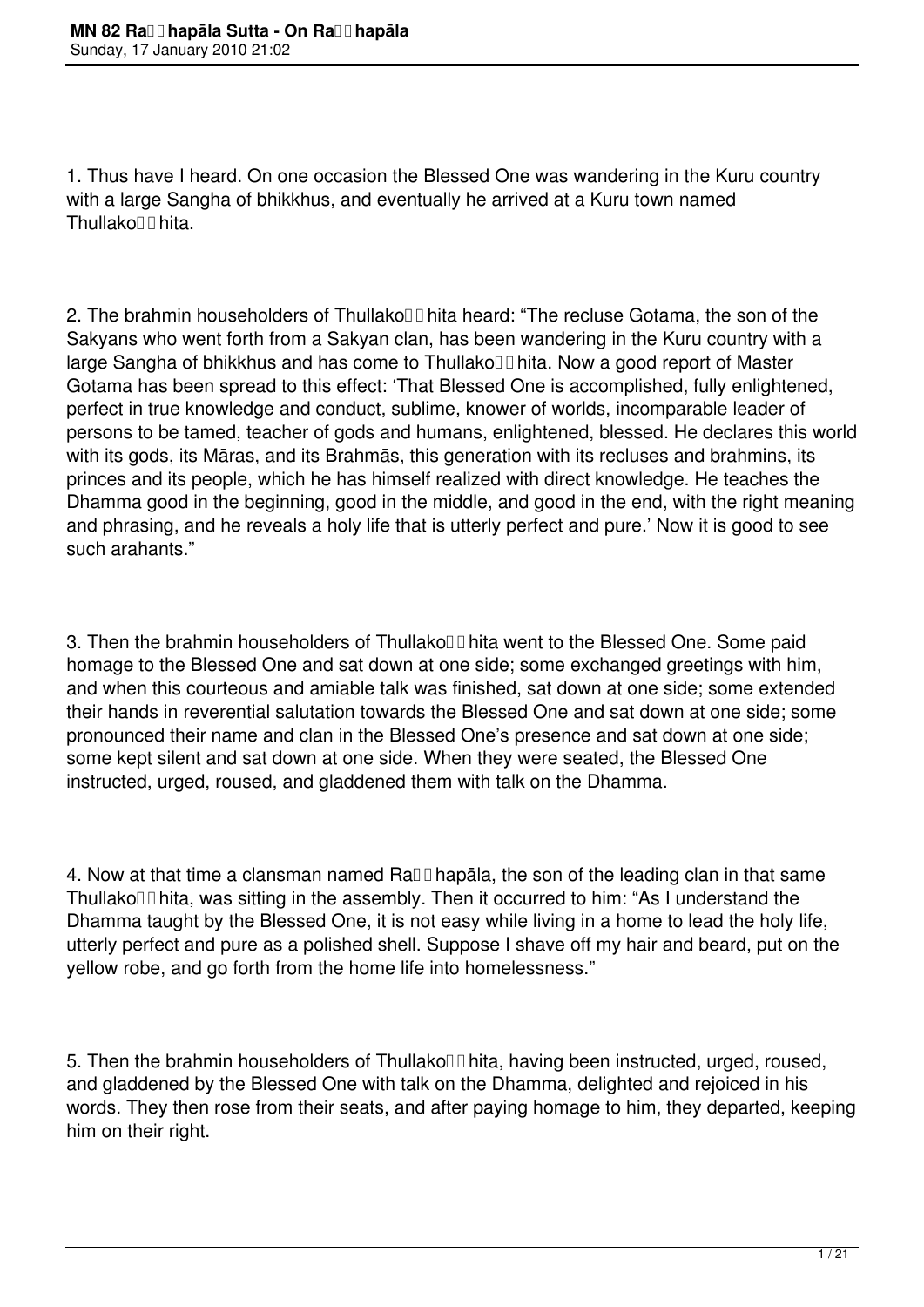1. Thus have I heard. On one occasion the Blessed One was wandering in the Kuru country with a large Sangha of bhikkhus, and eventually he arrived at a Kuru town named Thullakoṭṭhita.

2. The brahmin householders of Thullakoṭṭhita heard: "The recluse Gotama, the son of the Sakyans who went forth from a Sakyan clan, has been wandering in the Kuru country with a large Sangha of bhikkhus and has come to Thullakoṭṭhita. Now a good report of Master Gotama has been spread to this effect: 'That Blessed One is accomplished, fully enlightened, perfect in true knowledge and conduct, sublime, knower of worlds, incomparable leader of persons to be tamed, teacher of gods and humans, enlightened, blessed. He declares this world with its gods, its Māras, and its Brahmās, this generation with its recluses and brahmins, its princes and its people, which he has himself realized with direct knowledge. He teaches the Dhamma good in the beginning, good in the middle, and good in the end, with the right meaning and phrasing, and he reveals a holy life that is utterly perfect and pure.' Now it is good to see such arahants."

3. Then the brahmin householders of Thullakoṭṭhita went to the Blessed One. Some paid homage to the Blessed One and sat down at one side; some exchanged greetings with him, and when this courteous and amiable talk was finished, sat down at one side; some extended their hands in reverential salutation towards the Blessed One and sat down at one side; some pronounced their name and clan in the Blessed One's presence and sat down at one side; some kept silent and sat down at one side. When they were seated, the Blessed One instructed, urged, roused, and gladdened them with talk on the Dhamma.

4. Now at that time a clansman named Raṭṭhapāla, the son of the leading clan in that same Thullakoṭṭhita, was sitting in the assembly. Then it occurred to him: "As I understand the Dhamma taught by the Blessed One, it is not easy while living in a home to lead the holy life, utterly perfect and pure as a polished shell. Suppose I shave off my hair and beard, put on the yellow robe, and go forth from the home life into homelessness."

5. Then the brahmin householders of Thullakoṭṭhita, having been instructed, urged, roused, and gladdened by the Blessed One with talk on the Dhamma, delighted and rejoiced in his words. They then rose from their seats, and after paying homage to him, they departed, keeping him on their right.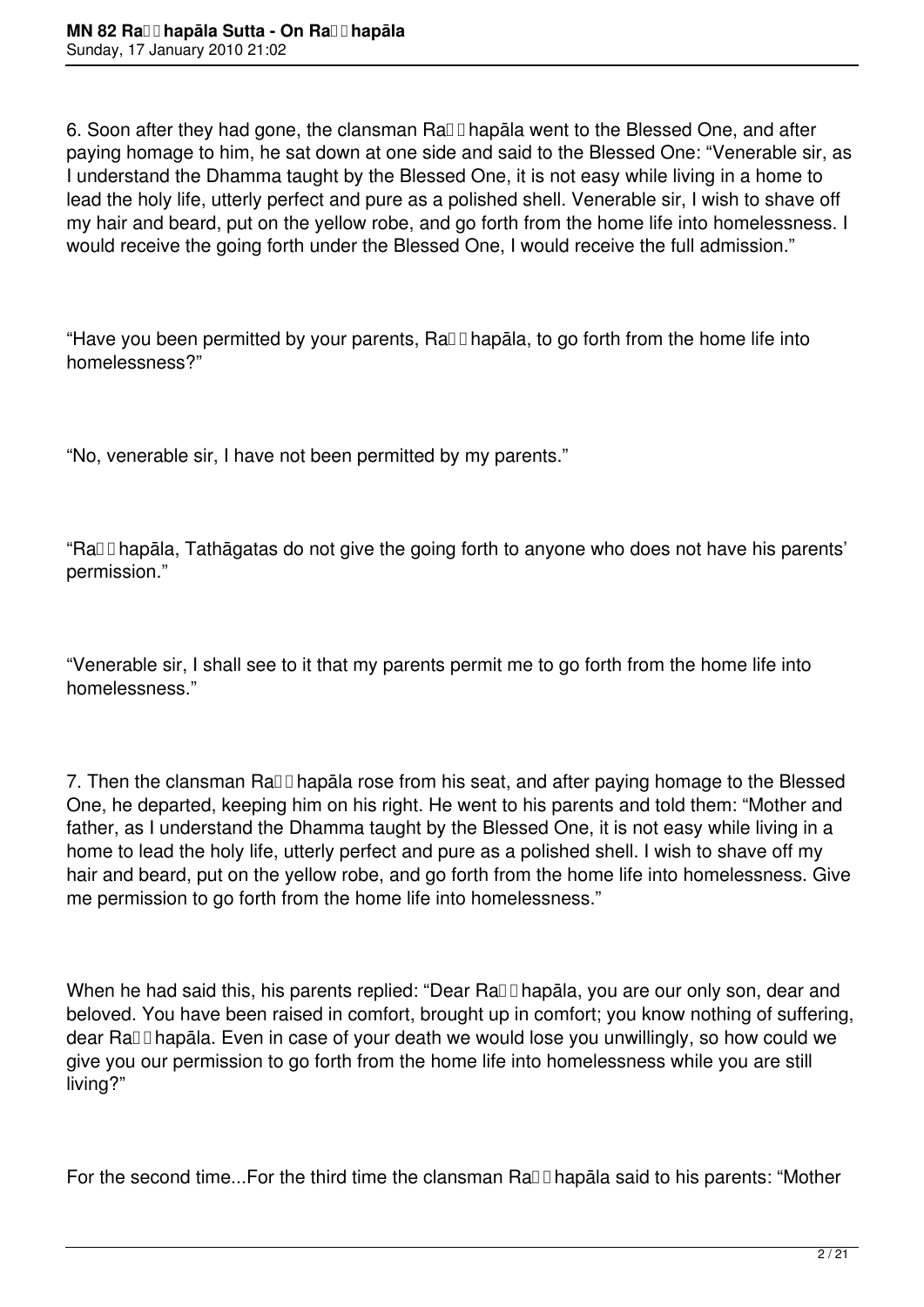6. Soon after they had gone, the clansman Raṭṭhapāla went to the Blessed One, and after paying homage to him, he sat down at one side and said to the Blessed One: “Venerable sir, as I understand the Dhamma taught by the Blessed One, it is not easy while living in a home to lead the holy life, utterly perfect and pure as a polished shell. Venerable sir, I wish to shave off my hair and beard, put on the yellow robe, and go forth from the home life into homelessness. I would receive the going forth under the Blessed One, I would receive the full admission.”

“Have you been permitted by your parents, Raṭṭhapāla, to go forth from the home life into homelessness?”

“No, venerable sir, I have not been permitted by my parents.”

“Raṭṭhapāla, Tathāgatas do not give the going forth to anyone who does not have his parents’ permission.”

“Venerable sir, I shall see to it that my parents permit me to go forth from the home life into homelessness.”

7. Then the clansman Raṭṭhapāla rose from his seat, and after paying homage to the Blessed One, he departed, keeping him on his right. He went to his parents and told them: “Mother and father, as I understand the Dhamma taught by the Blessed One, it is not easy while living in a home to lead the holy life, utterly perfect and pure as a polished shell. I wish to shave off my hair and beard, put on the yellow robe, and go forth from the home life into homelessness. Give me permission to go forth from the home life into homelessness.”

When he had said this, his parents replied: “Dear Raṭṭhapāla, you are our only son, dear and beloved. You have been raised in comfort, brought up in comfort; you know nothing of suffering, dear Raṭṭhapāla. Even in case of your death we would lose you unwillingly, so how could we give you our permission to go forth from the home life into homelessness while you are still living?”

For the second time...For the third time the clansman Raṭṭhapāla said to his parents: “Mother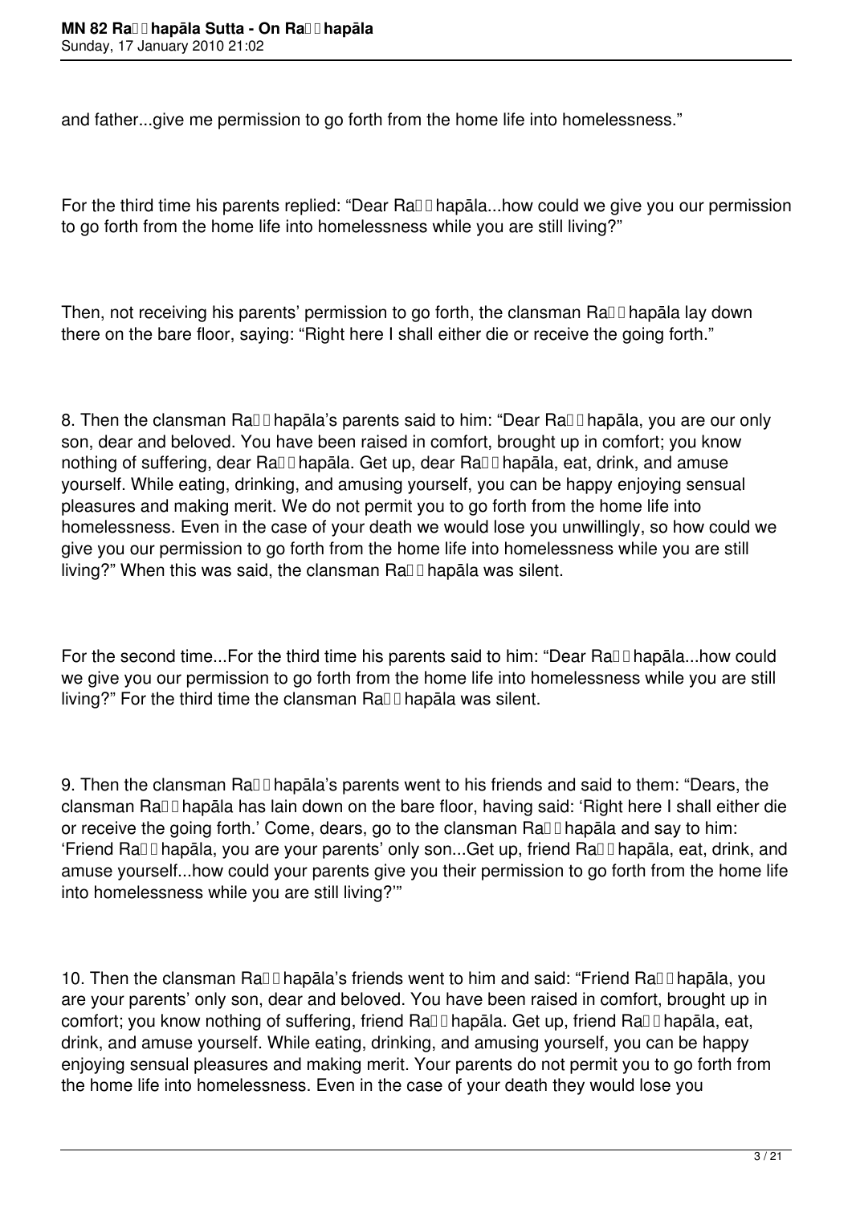and father...give me permission to go forth from the home life into homelessness."

For the third time his parents replied: "Dear Raṭṭhapāla...how could we give you our permission to go forth from the home life into homelessness while you are still living?"

Then, not receiving his parents' permission to go forth, the clansman Raṭṭhapāla lay down there on the bare floor, saying: "Right here I shall either die or receive the going forth."

8. Then the clansman Raṭṭhapāla's parents said to him: "Dear Raṭṭhapāla, you are our only son, dear and beloved. You have been raised in comfort, brought up in comfort; you know nothing of suffering, dear Raṭṭhapāla. Get up, dear Raṭṭhapāla, eat, drink, and amuse yourself. While eating, drinking, and amusing yourself, you can be happy enjoying sensual pleasures and making merit. We do not permit you to go forth from the home life into homelessness. Even in the case of your death we would lose you unwillingly, so how could we give you our permission to go forth from the home life into homelessness while you are still living?" When this was said, the clansman Raṭṭhapāla was silent.

For the second time...For the third time his parents said to him: "Dear Raṭṭhapāla...how could we give you our permission to go forth from the home life into homelessness while you are still living?" For the third time the clansman Raṭṭhapāla was silent.

9. Then the clansman Raṭṭhapāla's parents went to his friends and said to them: "Dears, the clansman Raṭṭhapāla has lain down on the bare floor, having said: 'Right here I shall either die or receive the going forth.' Come, dears, go to the clansman Raṭṭhapāla and say to him: 'Friend Raṭṭhapāla, you are your parents' only son...Get up, friend Raṭṭhapāla, eat, drink, and amuse yourself...how could your parents give you their permission to go forth from the home life into homelessness while you are still living?'"

10. Then the clansman Raṭṭhapāla's friends went to him and said: "Friend Raṭṭhapāla, you are your parents' only son, dear and beloved. You have been raised in comfort, brought up in comfort; you know nothing of suffering, friend Raṭṭhapāla. Get up, friend Raṭṭhapāla, eat, drink, and amuse yourself. While eating, drinking, and amusing yourself, you can be happy enjoying sensual pleasures and making merit. Your parents do not permit you to go forth from the home life into homelessness. Even in the case of your death they would lose you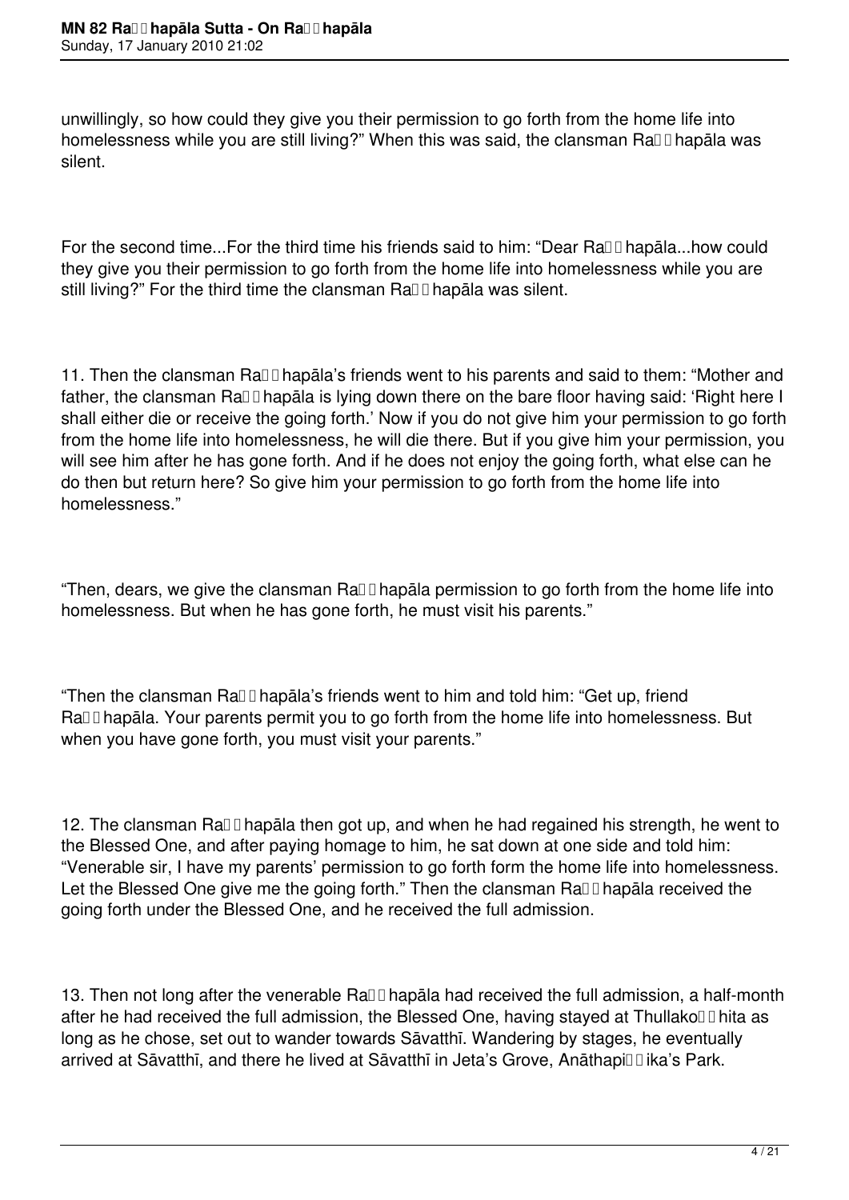unwillingly, so how could they give you their permission to go forth from the home life into homelessness while you are still living?" When this was said, the clansman Raṭṭhapāla was silent.

For the second time...For the third time his friends said to him: "Dear Raṭṭhapāla...how could they give you their permission to go forth from the home life into homelessness while you are still living?" For the third time the clansman Raṭṭhapāla was silent.

11. Then the clansman Raṭṭhapāla's friends went to his parents and said to them: "Mother and father, the clansman Raṭṭhapāla is lying down there on the bare floor having said: 'Right here I shall either die or receive the going forth.' Now if you do not give him your permission to go forth from the home life into homelessness, he will die there. But if you give him your permission, you will see him after he has gone forth. And if he does not enjoy the going forth, what else can he do then but return here? So give him your permission to go forth from the home life into homelessness."

"Then, dears, we give the clansman Raṭṭhapāla permission to go forth from the home life into homelessness. But when he has gone forth, he must visit his parents."

"Then the clansman Raṭṭhapāla's friends went to him and told him: "Get up, friend Raṭṭhapāla. Your parents permit you to go forth from the home life into homelessness. But when you have gone forth, you must visit your parents."

12. The clansman Raṭṭhapāla then got up, and when he had regained his strength, he went to the Blessed One, and after paying homage to him, he sat down at one side and told him: "Venerable sir, I have my parents' permission to go forth form the home life into homelessness. Let the Blessed One give me the going forth." Then the clansman Raṭṭhapāla received the going forth under the Blessed One, and he received the full admission.

13. Then not long after the venerable Raṭṭhapāla had received the full admission, a half-month after he had received the full admission, the Blessed One, having stayed at Thullakoṭṭhita as long as he chose, set out to wander towards Sāvatthī. Wandering by stages, he eventually arrived at Sāvatthī, and there he lived at Sāvatthī in Jeta's Grove, Anāthapiṇḍika's Park.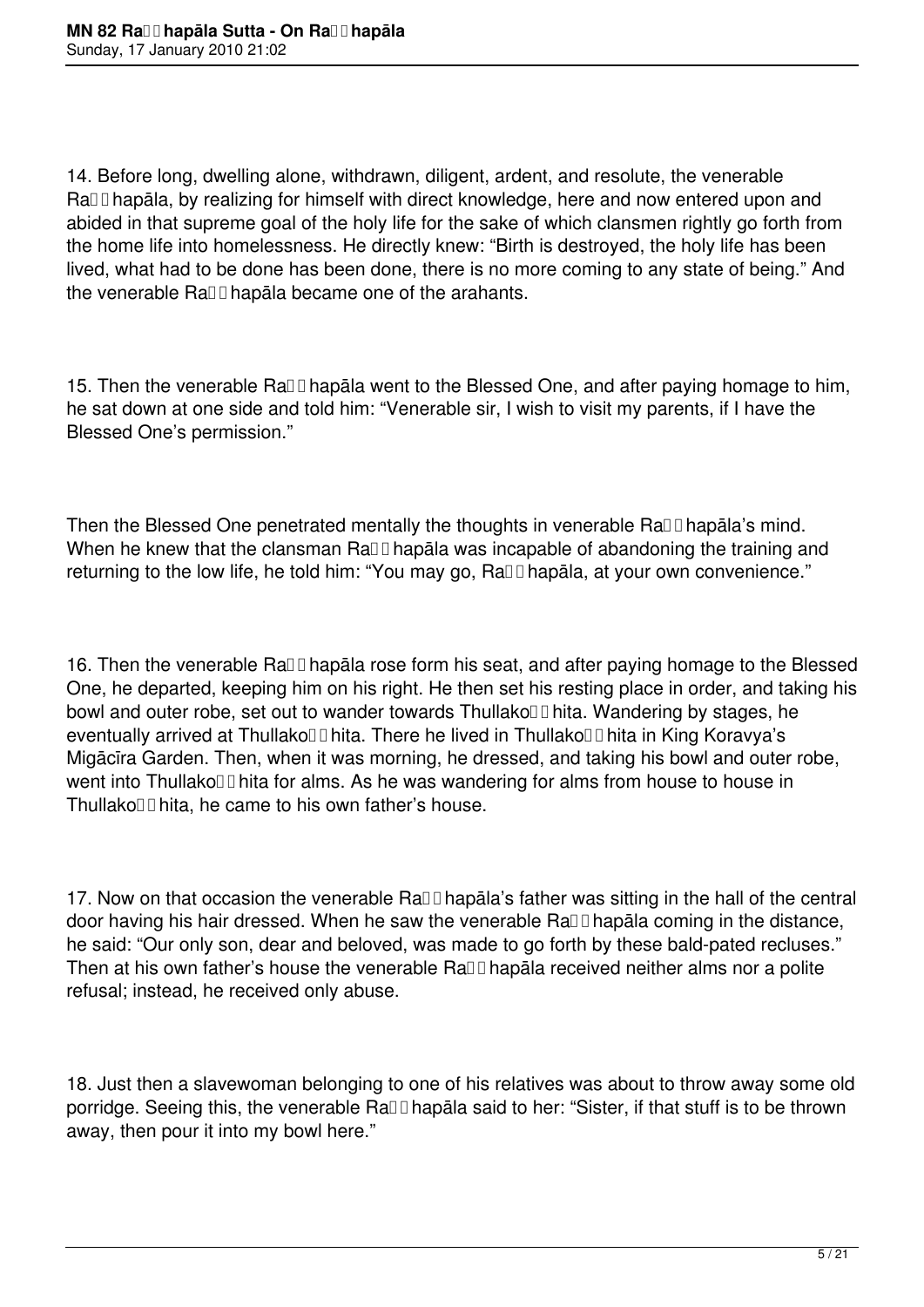14. Before long, dwelling alone, withdrawn, diligent, ardent, and resolute, the venerable Raṭṭhapāla, by realizing for himself with direct knowledge, here and now entered upon and abided in that supreme goal of the holy life for the sake of which clansmen rightly go forth from the home life into homelessness. He directly knew: "Birth is destroyed, the holy life has been lived, what had to be done has been done, there is no more coming to any state of being." And the venerable Raṭṭhapāla became one of the arahants.

15. Then the venerable Raṭṭhapāla went to the Blessed One, and after paying homage to him, he sat down at one side and told him: "Venerable sir, I wish to visit my parents, if I have the Blessed One's permission."

Then the Blessed One penetrated mentally the thoughts in venerable Raṭṭhapāla's mind. When he knew that the clansman Raṭṭhapāla was incapable of abandoning the training and returning to the low life, he told him: "You may go, Raṭṭhapāla, at your own convenience."

16. Then the venerable Raṭṭhapāla rose form his seat, and after paying homage to the Blessed One, he departed, keeping him on his right. He then set his resting place in order, and taking his bowl and outer robe, set out to wander towards Thullakoṭṭhita. Wandering by stages, he eventually arrived at Thullakoṭṭhita. There he lived in Thullakoṭṭhita in King Koravya's Migācīra Garden. Then, when it was morning, he dressed, and taking his bowl and outer robe, went into Thullakoṭṭhita for alms. As he was wandering for alms from house to house in Thullakoṭṭhita, he came to his own father's house.

17. Now on that occasion the venerable Raṭṭhapāla's father was sitting in the hall of the central door having his hair dressed. When he saw the venerable Raṭṭhapāla coming in the distance, he said: "Our only son, dear and beloved, was made to go forth by these bald-pated recluses." Then at his own father's house the venerable Raṭṭhapāla received neither alms nor a polite refusal; instead, he received only abuse.

18. Just then a slavewoman belonging to one of his relatives was about to throw away some old porridge. Seeing this, the venerable Raṭṭhapāla said to her: "Sister, if that stuff is to be thrown away, then pour it into my bowl here."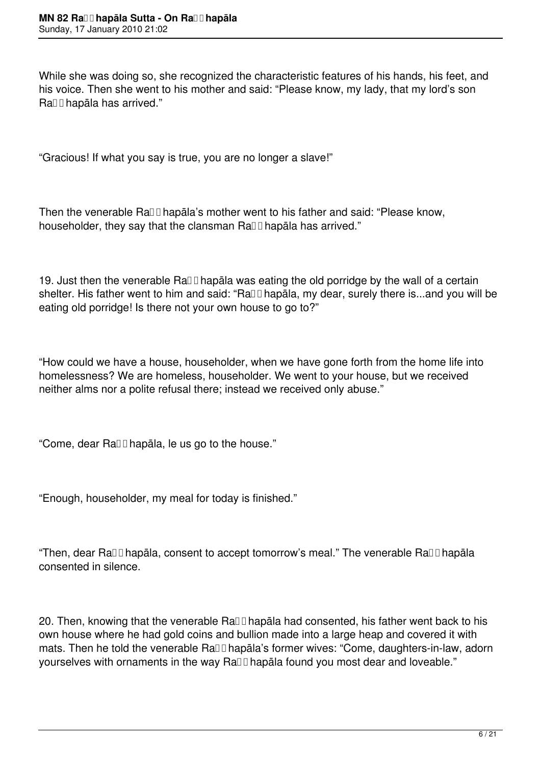While she was doing so, she recognized the characteristic features of his hands, his feet, and his voice. Then she went to his mother and said: “Please know, my lady, that my lord’s son Raṭṭhapāla has arrived.”

“Gracious! If what you say is true, you are no longer a slave!”

Then the venerable Raṭṭhapāla’s mother went to his father and said: “Please know, householder, they say that the clansman Raṭṭhapāla has arrived.”

19. Just then the venerable Raṭṭhapāla was eating the old porridge by the wall of a certain shelter. His father went to him and said: “Raṭṭhapāla, my dear, surely there is...and you will be eating old porridge! Is there not your own house to go to?”

“How could we have a house, householder, when we have gone forth from the home life into homelessness? We are homeless, householder. We went to your house, but we received neither alms nor a polite refusal there; instead we received only abuse.”

“Come, dear Raṭṭhapāla, le us go to the house.”

“Enough, householder, my meal for today is finished.”

“Then, dear Raṭṭhapāla, consent to accept tomorrow’s meal.” The venerable Raṭṭhapāla consented in silence.

20. Then, knowing that the venerable Raṭṭhapāla had consented, his father went back to his own house where he had gold coins and bullion made into a large heap and covered it with mats. Then he told the venerable Raṭṭhapāla’s former wives: “Come, daughters-in-law, adorn yourselves with ornaments in the way Raṭṭhapāla found you most dear and loveable.”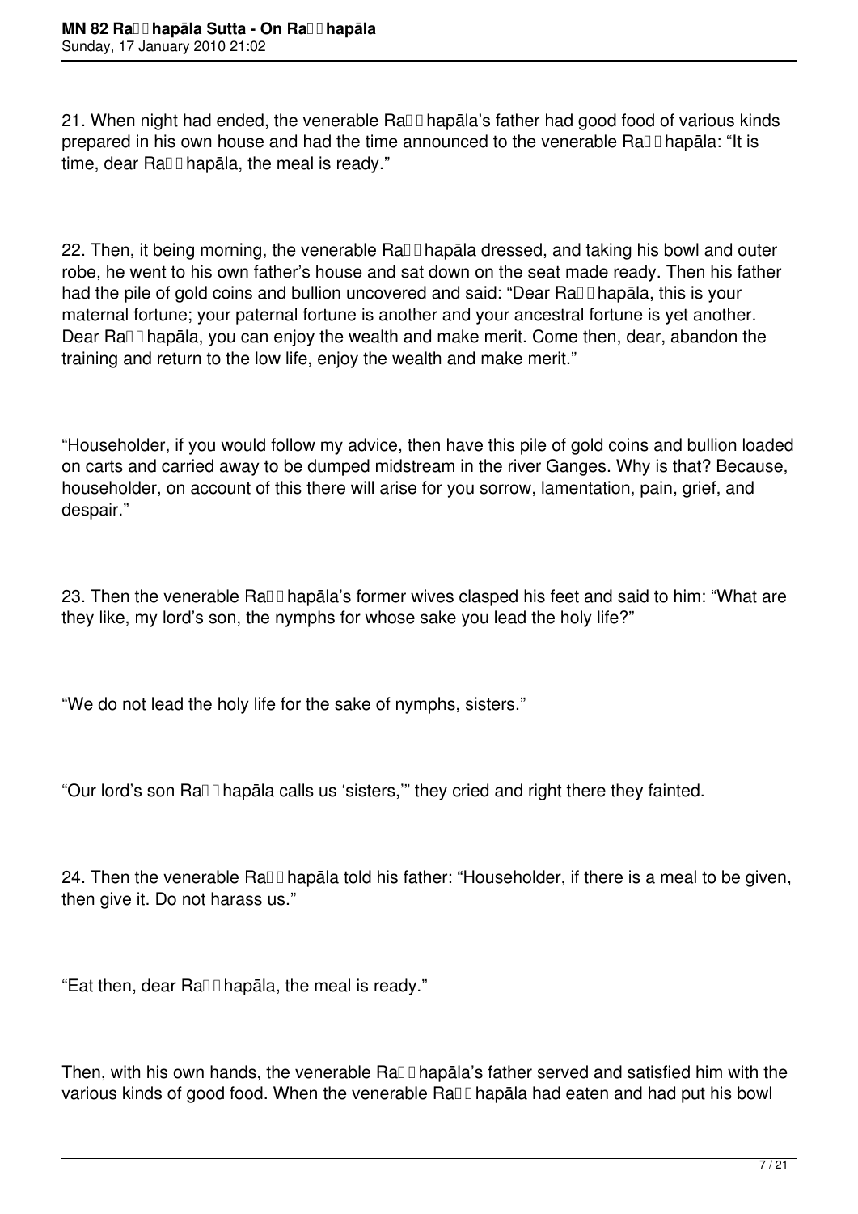21. When night had ended, the venerable Raṭṭhapāla's father had good food of various kinds prepared in his own house and had the time announced to the venerable Raṭṭhapāla: "It is time, dear Raṭṭhapāla, the meal is ready."

22. Then, it being morning, the venerable Raṭṭhapāla dressed, and taking his bowl and outer robe, he went to his own father's house and sat down on the seat made ready. Then his father had the pile of gold coins and bullion uncovered and said: "Dear Raṭṭhapāla, this is your maternal fortune; your paternal fortune is another and your ancestral fortune is yet another. Dear Raṭṭhapāla, you can enjoy the wealth and make merit. Come then, dear, abandon the training and return to the low life, enjoy the wealth and make merit."

"Householder, if you would follow my advice, then have this pile of gold coins and bullion loaded on carts and carried away to be dumped midstream in the river Ganges. Why is that? Because, householder, on account of this there will arise for you sorrow, lamentation, pain, grief, and despair."

23. Then the venerable Raṭṭhapāla's former wives clasped his feet and said to him: "What are they like, my lord's son, the nymphs for whose sake you lead the holy life?"

"We do not lead the holy life for the sake of nymphs, sisters."

"Our lord's son Raṭṭhapāla calls us 'sisters,'" they cried and right there they fainted.

24. Then the venerable Raṭṭhapāla told his father: "Householder, if there is a meal to be given, then give it. Do not harass us."

"Eat then, dear Raṭṭhapāla, the meal is ready."

Then, with his own hands, the venerable Raṭṭhapāla's father served and satisfied him with the various kinds of good food. When the venerable Raṭṭhapāla had eaten and had put his bowl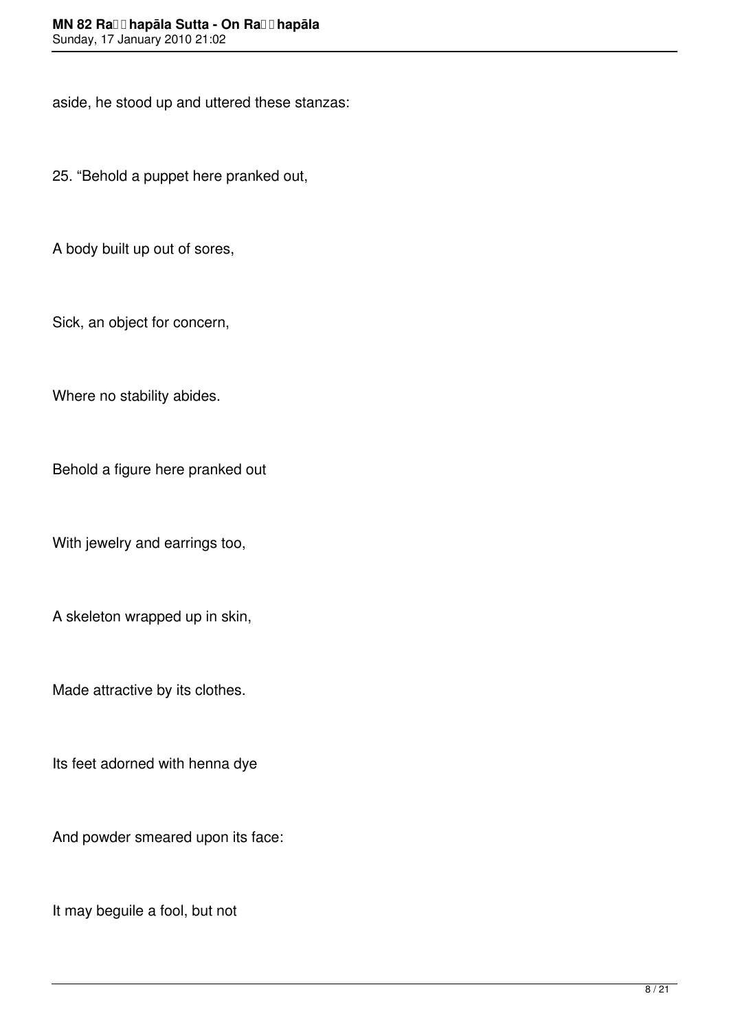aside, he stood up and uttered these stanzas:

25. “Behold a puppet here pranked out,

A body built up out of sores,

Sick, an object for concern,

Where no stability abides.

Behold a figure here pranked out

With jewelry and earrings too,

A skeleton wrapped up in skin,

Made attractive by its clothes.

Its feet adorned with henna dye

And powder smeared upon its face:

It may beguile a fool, but not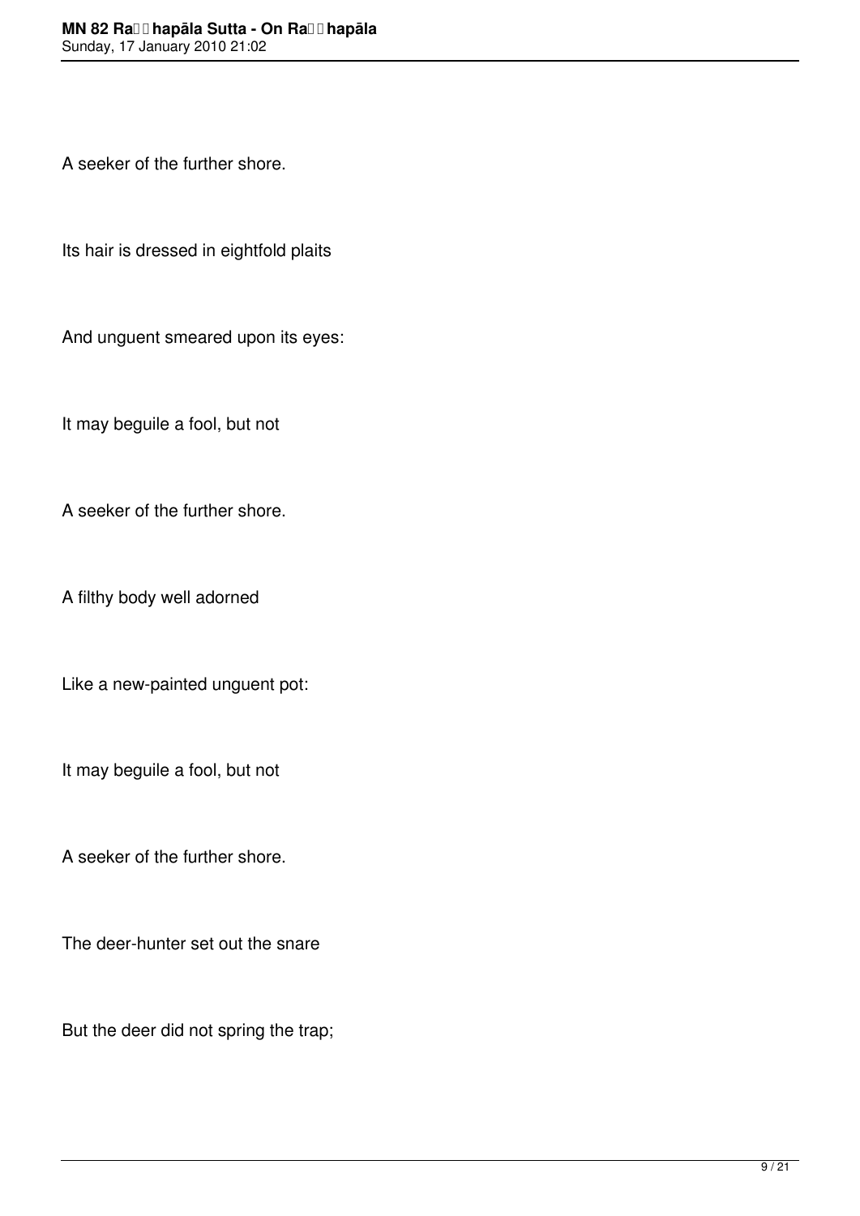A seeker of the further shore.

Its hair is dressed in eightfold plaits

And unguent smeared upon its eyes:

It may beguile a fool, but not

A seeker of the further shore.

A filthy body well adorned

Like a new-painted unguent pot:

It may beguile a fool, but not

A seeker of the further shore.

The deer-hunter set out the snare

But the deer did not spring the trap;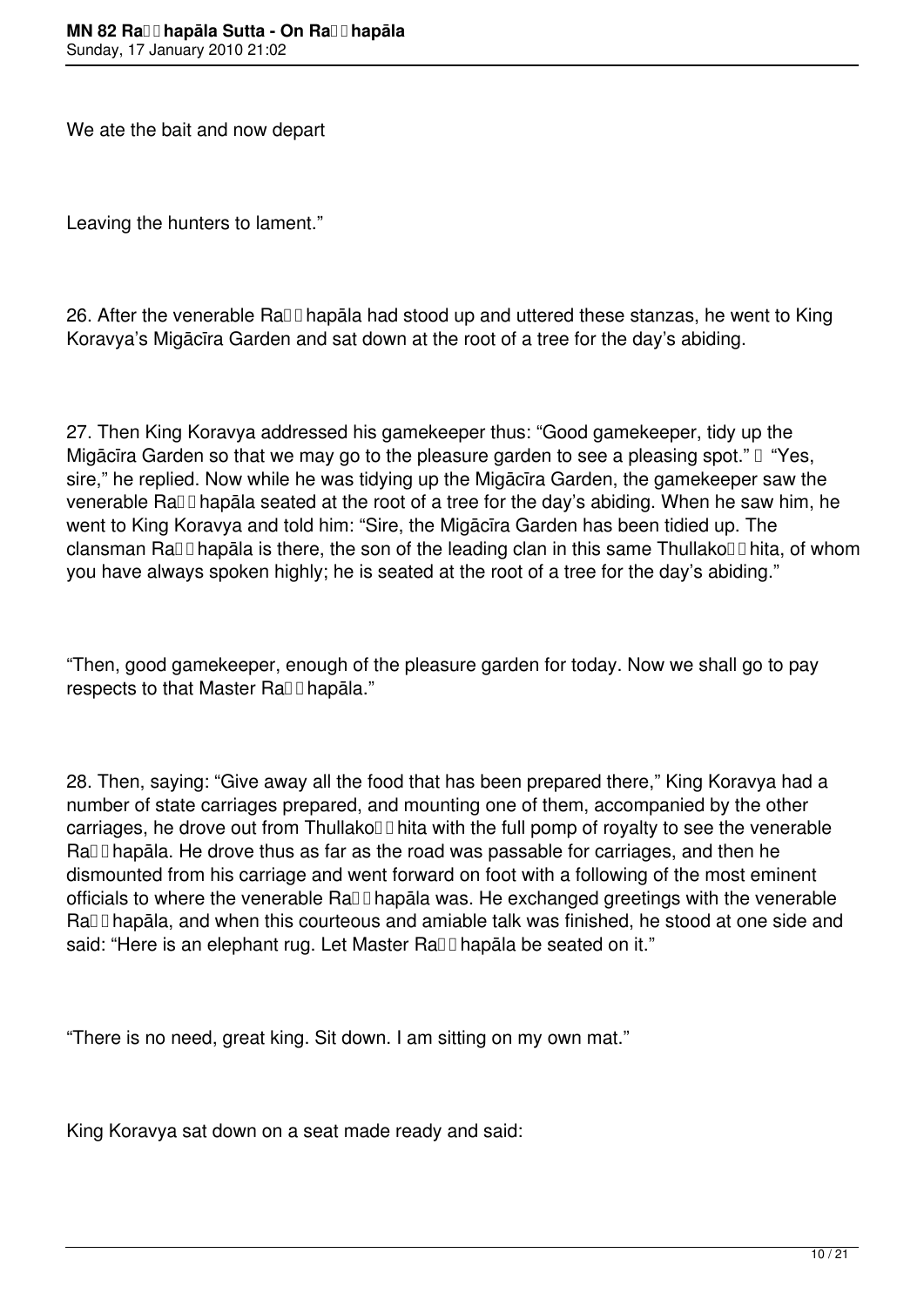We ate the bait and now depart

Leaving the hunters to lament."

26. After the venerable Raṭṭhapāla had stood up and uttered these stanzas, he went to King Koravya's Migācīra Garden and sat down at the root of a tree for the day's abiding.

27. Then King Koravya addressed his gamekeeper thus: "Good gamekeeper, tidy up the Migācīra Garden so that we may go to the pleasure garden to see a pleasing spot." — "Yes, sire," he replied. Now while he was tidying up the Migācīra Garden, the gamekeeper saw the venerable Raṭṭhapāla seated at the root of a tree for the day's abiding. When he saw him, he went to King Koravya and told him: "Sire, the Migācīra Garden has been tidied up. The clansman Raṭṭhapāla is there, the son of the leading clan in this same Thullakoṭṭhita, of whom you have always spoken highly; he is seated at the root of a tree for the day's abiding."

"Then, good gamekeeper, enough of the pleasure garden for today. Now we shall go to pay respects to that Master Raṭṭhapāla."

28. Then, saying: "Give away all the food that has been prepared there," King Koravya had a number of state carriages prepared, and mounting one of them, accompanied by the other carriages, he drove out from Thullakoṭṭhita with the full pomp of royalty to see the venerable Raṭṭhapāla. He drove thus as far as the road was passable for carriages, and then he dismounted from his carriage and went forward on foot with a following of the most eminent officials to where the venerable Raṭṭhapāla was. He exchanged greetings with the venerable Raṭṭhapāla, and when this courteous and amiable talk was finished, he stood at one side and said: "Here is an elephant rug. Let Master Raṭṭhapāla be seated on it."

"There is no need, great king. Sit down. I am sitting on my own mat."

King Koravya sat down on a seat made ready and said: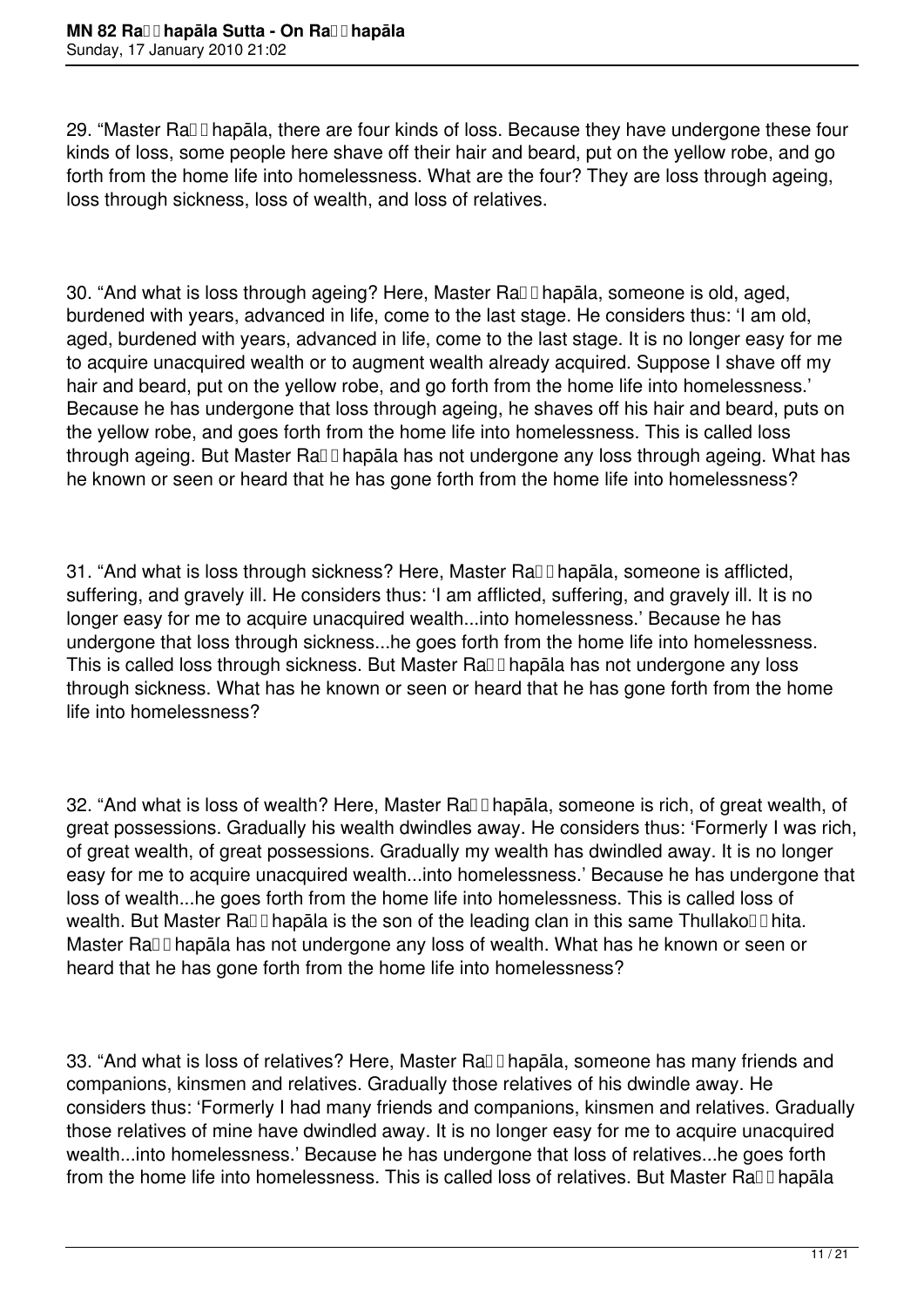29. “Master Ra□□hapāla, there are four kinds of loss. Because they have undergone these four kinds of loss, some people here shave off their hair and beard, put on the yellow robe, and go forth from the home life into homelessness. What are the four? They are loss through ageing, loss through sickness, loss of wealth, and loss of relatives.

30. “And what is loss through ageing? Here, Master Ra□□hapāla, someone is old, aged, burdened with years, advanced in life, come to the last stage. He considers thus: ‘I am old, aged, burdened with years, advanced in life, come to the last stage. It is no longer easy for me to acquire unacquired wealth or to augment wealth already acquired. Suppose I shave off my hair and beard, put on the yellow robe, and go forth from the home life into homelessness.’ Because he has undergone that loss through ageing, he shaves off his hair and beard, puts on the yellow robe, and goes forth from the home life into homelessness. This is called loss through ageing. But Master Ra□□hapāla has not undergone any loss through ageing. What has he known or seen or heard that he has gone forth from the home life into homelessness?

31. “And what is loss through sickness? Here, Master Ra□□hapāla, someone is afflicted, suffering, and gravely ill. He considers thus: ‘I am afflicted, suffering, and gravely ill. It is no longer easy for me to acquire unacquired wealth...into homelessness.’ Because he has undergone that loss through sickness...he goes forth from the home life into homelessness. This is called loss through sickness. But Master Ra□□hapāla has not undergone any loss through sickness. What has he known or seen or heard that he has gone forth from the home life into homelessness?

32. “And what is loss of wealth? Here, Master Ra□□hapāla, someone is rich, of great wealth, of great possessions. Gradually his wealth dwindles away. He considers thus: ‘Formerly I was rich, of great wealth, of great possessions. Gradually my wealth has dwindled away. It is no longer easy for me to acquire unacquired wealth...into homelessness.’ Because he has undergone that loss of wealth...he goes forth from the home life into homelessness. This is called loss of wealth. But Master Ra□□hapāla is the son of the leading clan in this same Thullako□□hita. Master Ra□□hapāla has not undergone any loss of wealth. What has he known or seen or heard that he has gone forth from the home life into homelessness?

33. “And what is loss of relatives? Here, Master Ra□□hapāla, someone has many friends and companions, kinsmen and relatives. Gradually those relatives of his dwindle away. He considers thus: ‘Formerly I had many friends and companions, kinsmen and relatives. Gradually those relatives of mine have dwindled away. It is no longer easy for me to acquire unacquired wealth...into homelessness.’ Because he has undergone that loss of relatives...he goes forth from the home life into homelessness. This is called loss of relatives. But Master Ra□□hapāla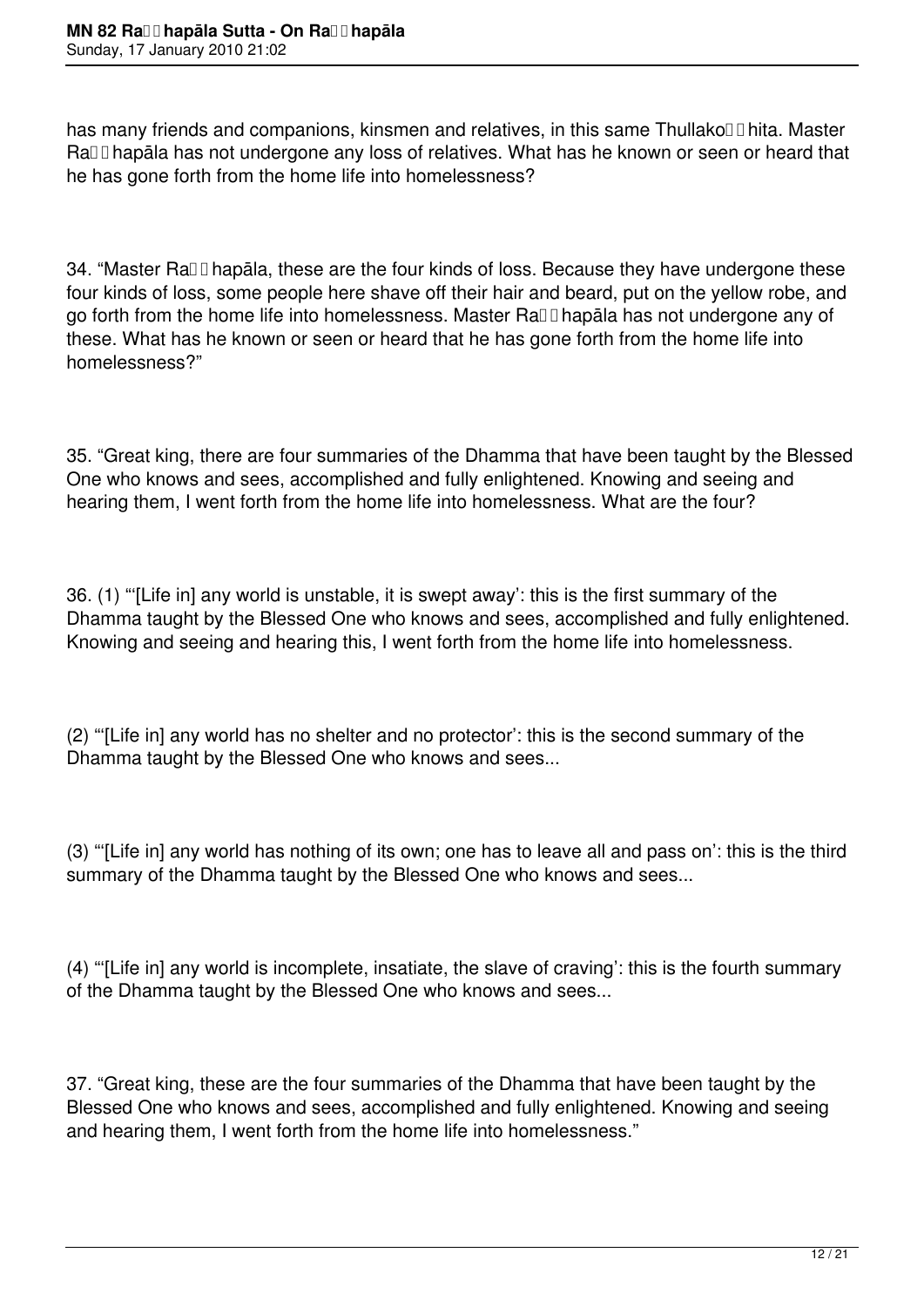has many friends and companions, kinsmen and relatives, in this same Thullakoṭṭhita. Master Raṭṭhapāla has not undergone any loss of relatives. What has he known or seen or heard that he has gone forth from the home life into homelessness?

34. “Master Raṭṭhapāla, these are the four kinds of loss. Because they have undergone these four kinds of loss, some people here shave off their hair and beard, put on the yellow robe, and go forth from the home life into homelessness. Master Raṭṭhapāla has not undergone any of these. What has he known or seen or heard that he has gone forth from the home life into homelessness?”

35. “Great king, there are four summaries of the Dhamma that have been taught by the Blessed One who knows and sees, accomplished and fully enlightened. Knowing and seeing and hearing them, I went forth from the home life into homelessness. What are the four?

36. (1) “‘[Life in] any world is unstable, it is swept away’: this is the first summary of the Dhamma taught by the Blessed One who knows and sees, accomplished and fully enlightened. Knowing and seeing and hearing this, I went forth from the home life into homelessness.

(2) “‘[Life in] any world has no shelter and no protector’: this is the second summary of the Dhamma taught by the Blessed One who knows and sees...

(3) “‘[Life in] any world has nothing of its own; one has to leave all and pass on’: this is the third summary of the Dhamma taught by the Blessed One who knows and sees...

(4) “‘[Life in] any world is incomplete, insatiate, the slave of craving’: this is the fourth summary of the Dhamma taught by the Blessed One who knows and sees...

37. “Great king, these are the four summaries of the Dhamma that have been taught by the Blessed One who knows and sees, accomplished and fully enlightened. Knowing and seeing and hearing them, I went forth from the home life into homelessness.”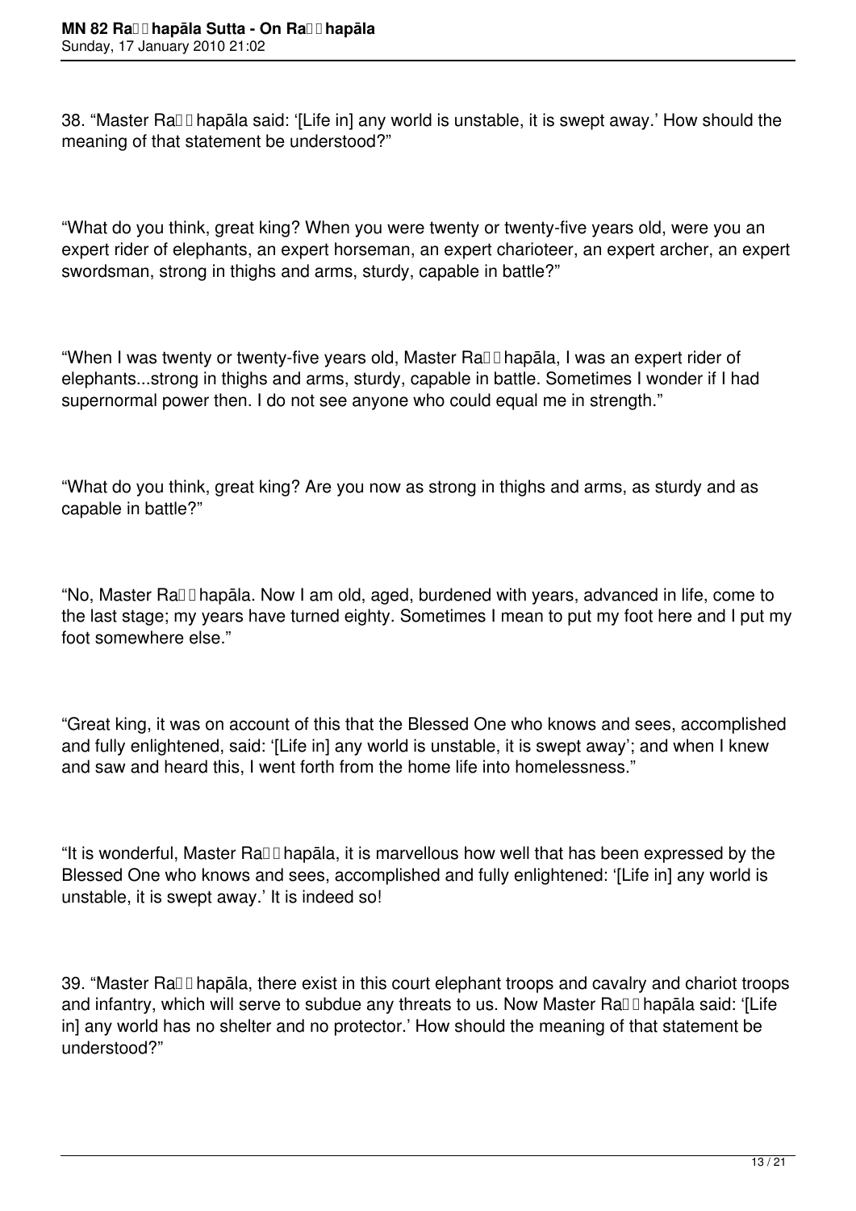38. “Master Raṭṭhapāla said: ‘[Life in] any world is unstable, it is swept away.’ How should the meaning of that statement be understood?”

“What do you think, great king? When you were twenty or twenty-five years old, were you an expert rider of elephants, an expert horseman, an expert charioteer, an expert archer, an expert swordsman, strong in thighs and arms, sturdy, capable in battle?”

“When I was twenty or twenty-five years old, Master Raṭṭhapāla, I was an expert rider of elephants...strong in thighs and arms, sturdy, capable in battle. Sometimes I wonder if I had supernormal power then. I do not see anyone who could equal me in strength.”

“What do you think, great king? Are you now as strong in thighs and arms, as sturdy and as capable in battle?”

“No, Master Raṭṭhapāla. Now I am old, aged, burdened with years, advanced in life, come to the last stage; my years have turned eighty. Sometimes I mean to put my foot here and I put my foot somewhere else.”

“Great king, it was on account of this that the Blessed One who knows and sees, accomplished and fully enlightened, said: ‘[Life in] any world is unstable, it is swept away’; and when I knew and saw and heard this, I went forth from the home life into homelessness.”

“It is wonderful, Master Raṭṭhapāla, it is marvellous how well that has been expressed by the Blessed One who knows and sees, accomplished and fully enlightened: ‘[Life in] any world is unstable, it is swept away.’ It is indeed so!

39. “Master Raṭṭhapāla, there exist in this court elephant troops and cavalry and chariot troops and infantry, which will serve to subdue any threats to us. Now Master Raṭṭhapāla said: ‘[Life in] any world has no shelter and no protector.’ How should the meaning of that statement be understood?”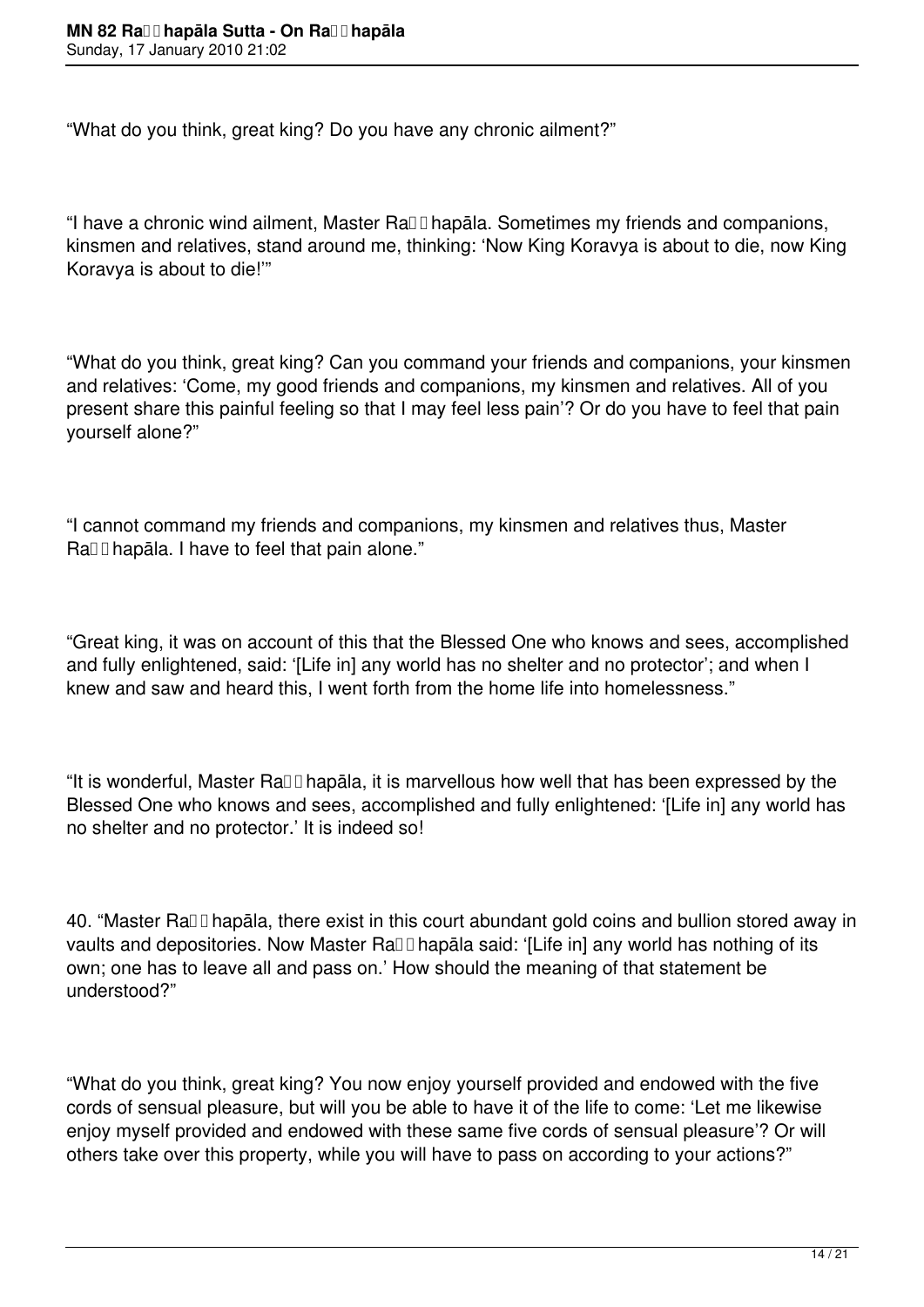“What do you think, great king? Do you have any chronic ailment?”

“I have a chronic wind ailment, Master Raṭṭhapāla. Sometimes my friends and companions, kinsmen and relatives, stand around me, thinking: ‘Now King Koravya is about to die, now King Koravya is about to die!’”

“What do you think, great king? Can you command your friends and companions, your kinsmen and relatives: ‘Come, my good friends and companions, my kinsmen and relatives. All of you present share this painful feeling so that I may feel less pain’? Or do you have to feel that pain yourself alone?”

“I cannot command my friends and companions, my kinsmen and relatives thus, Master Raṭṭhapāla. I have to feel that pain alone.”

“Great king, it was on account of this that the Blessed One who knows and sees, accomplished and fully enlightened, said: ‘[Life in] any world has no shelter and no protector’; and when I knew and saw and heard this, I went forth from the home life into homelessness.”

“It is wonderful, Master Raṭṭhapāla, it is marvellous how well that has been expressed by the Blessed One who knows and sees, accomplished and fully enlightened: ‘[Life in] any world has no shelter and no protector.’ It is indeed so!

40. “Master Raṭṭhapāla, there exist in this court abundant gold coins and bullion stored away in vaults and depositories. Now Master Raṭṭhapāla said: ‘[Life in] any world has nothing of its own; one has to leave all and pass on.’ How should the meaning of that statement be understood?”

“What do you think, great king? You now enjoy yourself provided and endowed with the five cords of sensual pleasure, but will you be able to have it of the life to come: ‘Let me likewise enjoy myself provided and endowed with these same five cords of sensual pleasure’? Or will others take over this property, while you will have to pass on according to your actions?”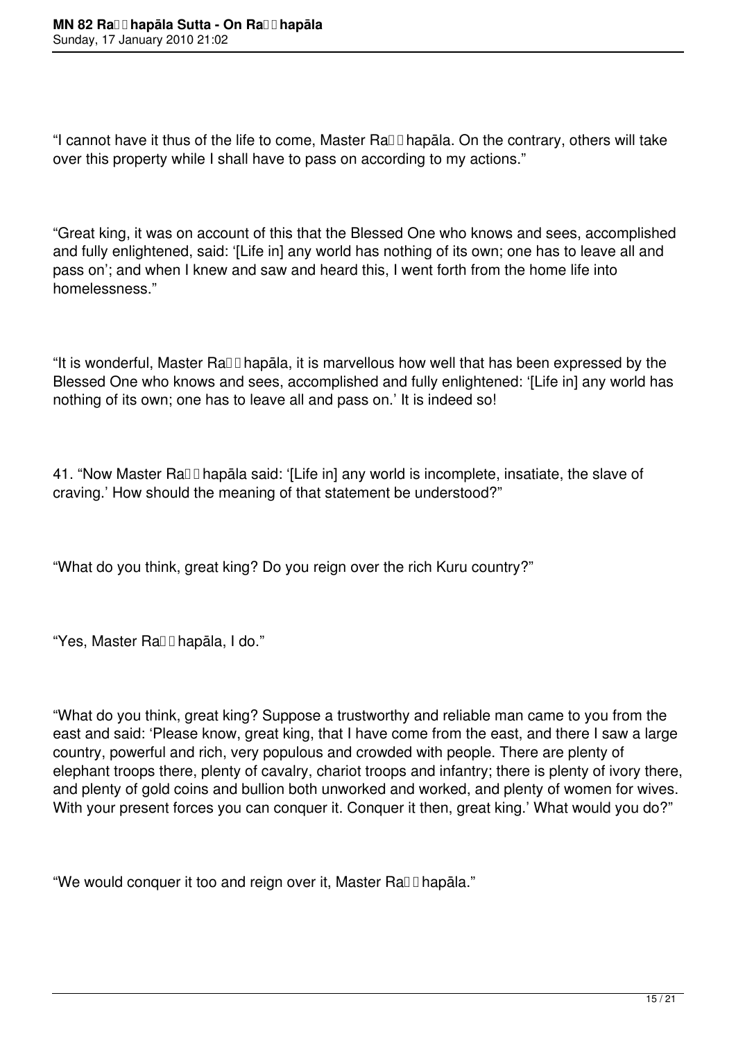"I cannot have it thus of the life to come, Master Raṭṭhapāla. On the contrary, others will take over this property while I shall have to pass on according to my actions."

"Great king, it was on account of this that the Blessed One who knows and sees, accomplished and fully enlightened, said: '[Life in] any world has nothing of its own; one has to leave all and pass on'; and when I knew and saw and heard this, I went forth from the home life into homelessness."

"It is wonderful, Master Raṭṭhapāla, it is marvellous how well that has been expressed by the Blessed One who knows and sees, accomplished and fully enlightened: '[Life in] any world has nothing of its own; one has to leave all and pass on.' It is indeed so!

41. "Now Master Raṭṭhapāla said: '[Life in] any world is incomplete, insatiate, the slave of craving.' How should the meaning of that statement be understood?"

"What do you think, great king? Do you reign over the rich Kuru country?"

"Yes, Master Raṭṭhapāla, I do."

"What do you think, great king? Suppose a trustworthy and reliable man came to you from the east and said: 'Please know, great king, that I have come from the east, and there I saw a large country, powerful and rich, very populous and crowded with people. There are plenty of elephant troops there, plenty of cavalry, chariot troops and infantry; there is plenty of ivory there, and plenty of gold coins and bullion both unworked and worked, and plenty of women for wives. With your present forces you can conquer it. Conquer it then, great king.' What would you do?"

"We would conquer it too and reign over it, Master Raṭṭhapāla."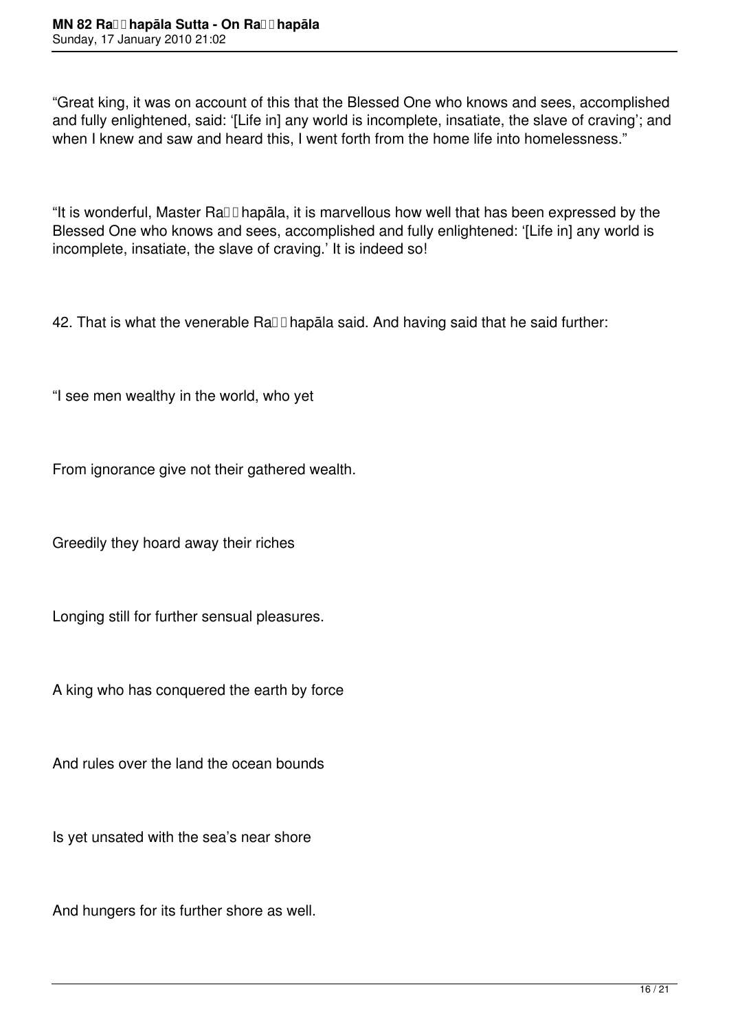“Great king, it was on account of this that the Blessed One who knows and sees, accomplished and fully enlightened, said: ‘[Life in] any world is incomplete, insatiate, the slave of craving’; and when I knew and saw and heard this, I went forth from the home life into homelessness.”

“It is wonderful, Master Raṭṭhapāla, it is marvellous how well that has been expressed by the Blessed One who knows and sees, accomplished and fully enlightened: ‘[Life in] any world is incomplete, insatiate, the slave of craving.’ It is indeed so!

42. That is what the venerable Raṭṭhapāla said. And having said that he said further:

“I see men wealthy in the world, who yet

From ignorance give not their gathered wealth.

Greedily they hoard away their riches

Longing still for further sensual pleasures.

A king who has conquered the earth by force

And rules over the land the ocean bounds

Is yet unsated with the sea’s near shore

And hungers for its further shore as well.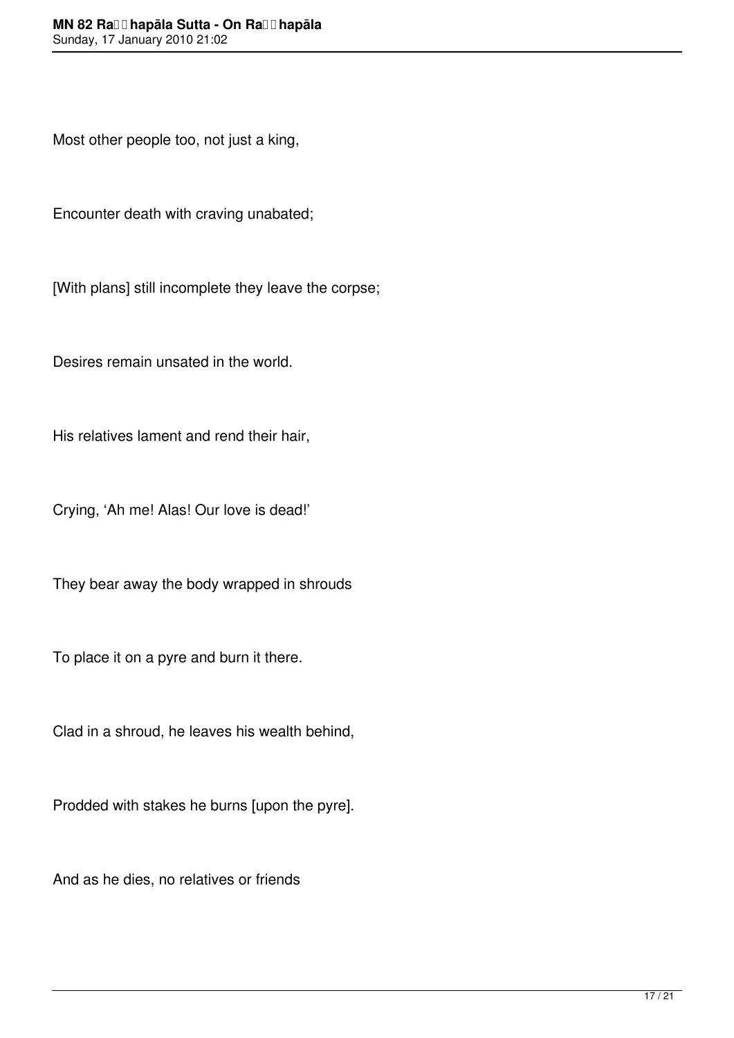Most other people too, not just a king,

Encounter death with craving unabated;

[With plans] still incomplete they leave the corpse;

Desires remain unsated in the world.

His relatives lament and rend their hair,

Crying, ‘Ah me! Alas! Our love is dead!’

They bear away the body wrapped in shrouds

To place it on a pyre and burn it there.

Clad in a shroud, he leaves his wealth behind,

Prodded with stakes he burns [upon the pyre].

And as he dies, no relatives or friends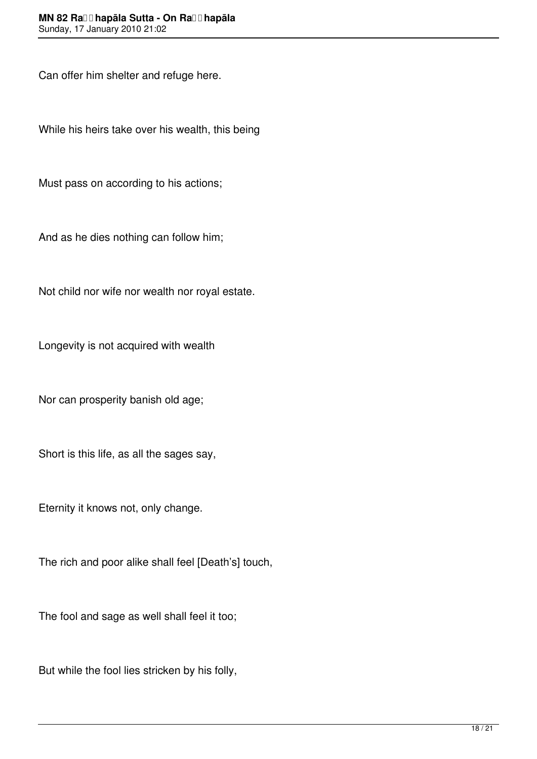Can offer him shelter and refuge here.

While his heirs take over his wealth, this being

Must pass on according to his actions;

And as he dies nothing can follow him;

Not child nor wife nor wealth nor royal estate.

Longevity is not acquired with wealth

Nor can prosperity banish old age;

Short is this life, as all the sages say,

Eternity it knows not, only change.

The rich and poor alike shall feel [Death's] touch,

The fool and sage as well shall feel it too;

But while the fool lies stricken by his folly,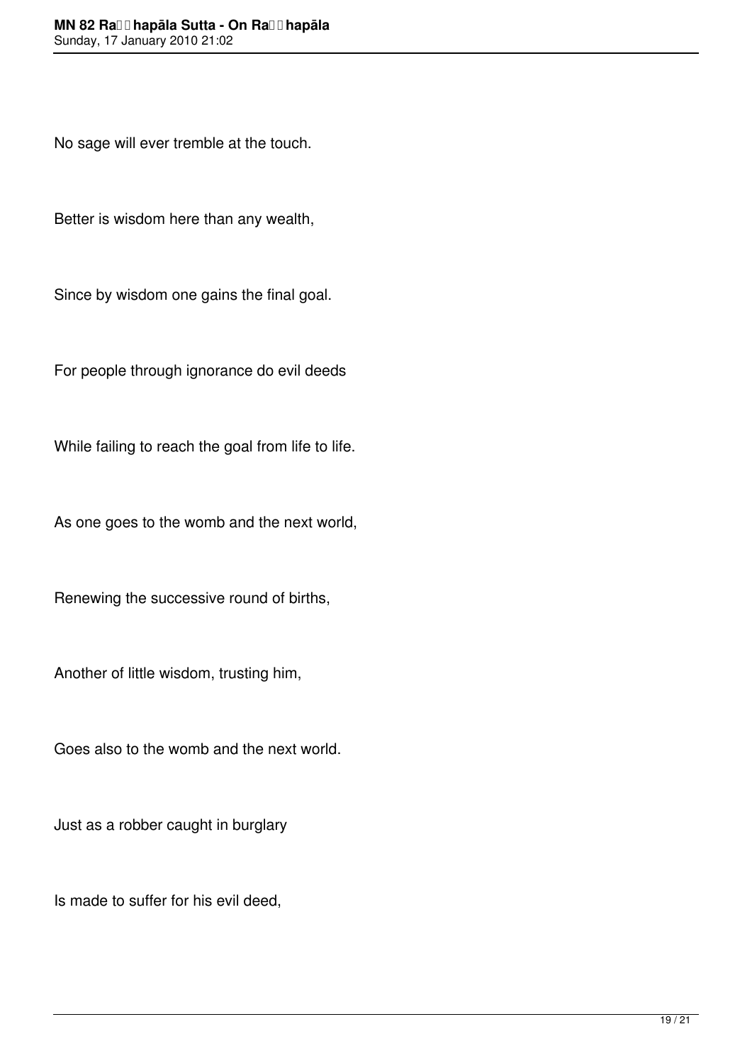No sage will ever tremble at the touch.

Better is wisdom here than any wealth,

Since by wisdom one gains the final goal.

For people through ignorance do evil deeds

While failing to reach the goal from life to life.

As one goes to the womb and the next world,

Renewing the successive round of births,

Another of little wisdom, trusting him,

Goes also to the womb and the next world.

Just as a robber caught in burglary

Is made to suffer for his evil deed,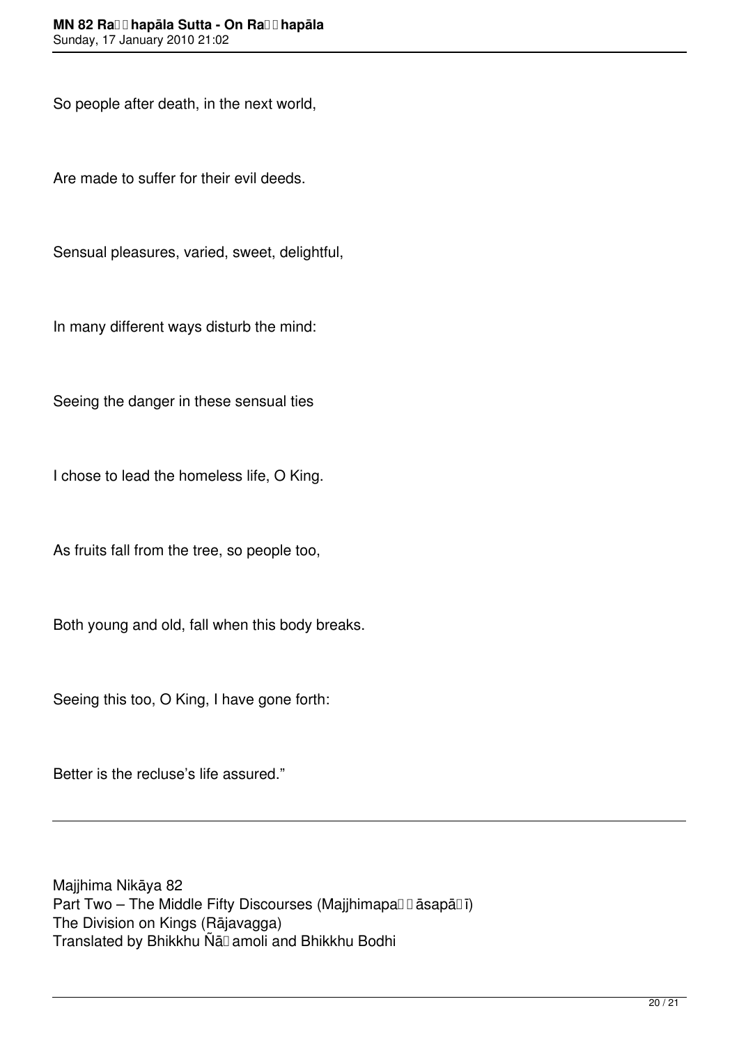So people after death, in the next world,

Are made to suffer for their evil deeds.

Sensual pleasures, varied, sweet, delightful,

In many different ways disturb the mind:

Seeing the danger in these sensual ties

I chose to lead the homeless life, O King.

As fruits fall from the tree, so people too,

Both young and old, fall when this body breaks.

Seeing this too, O King, I have gone forth:

Better is the recluse's life assured."

---

Majjhima Nikāya 82
Part Two – The Middle Fifty Discourses (Majjhimapaṇṇāsapāḷī)
The Division on Kings (Rājavagga)
Translated by Bhikkhu Ñāṇamoli and Bhikkhu Bodhi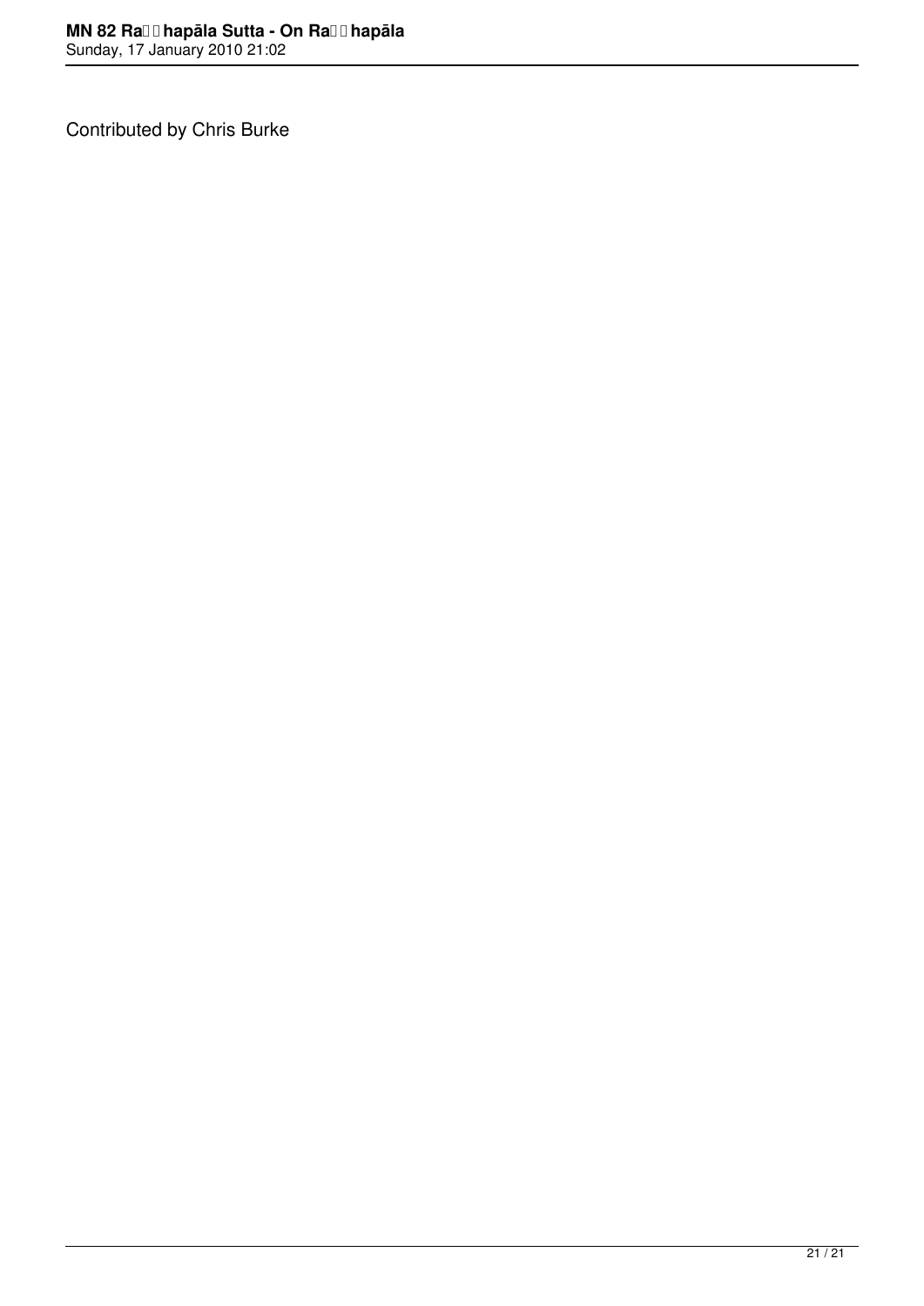Contributed by Chris Burke